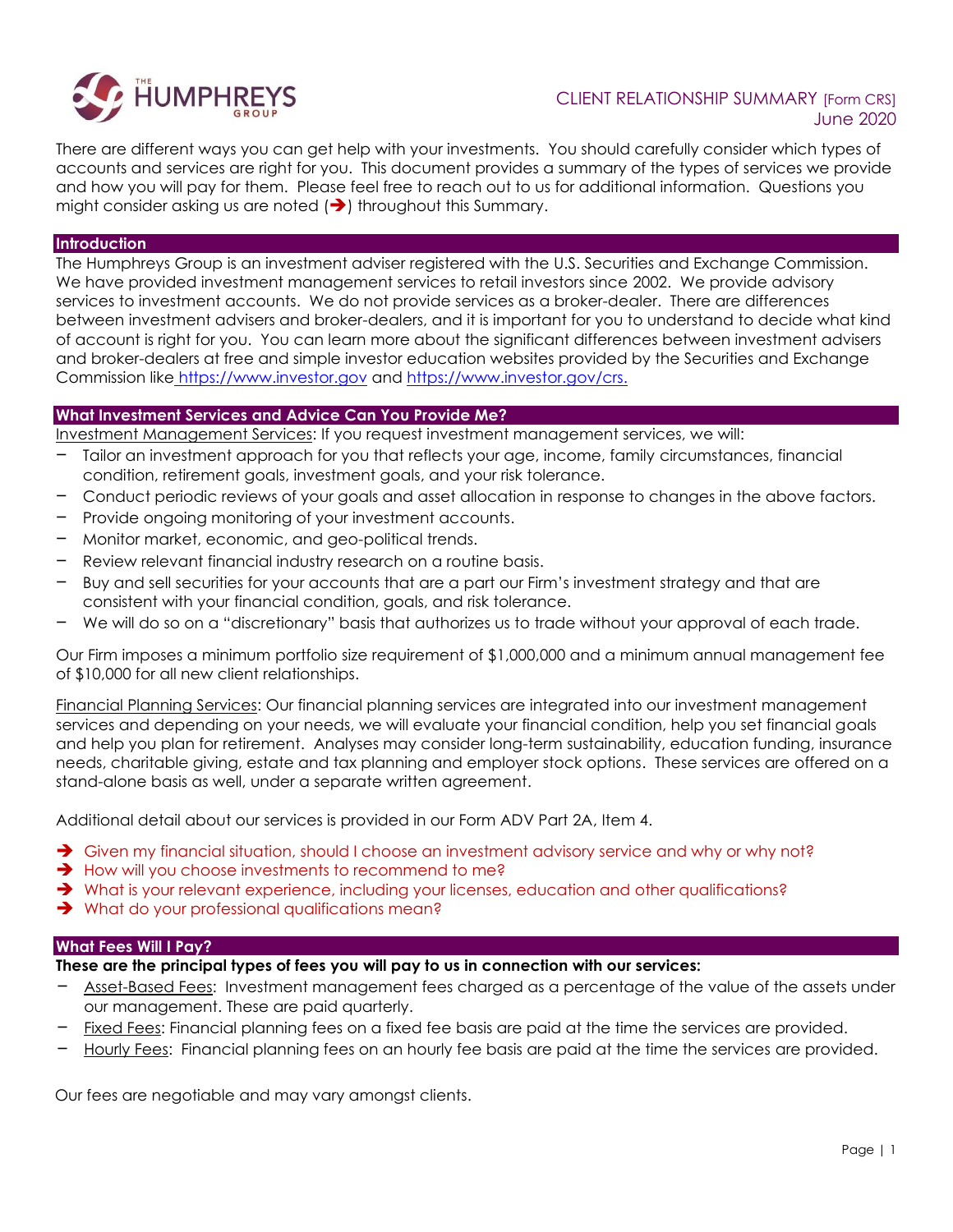CLIENT RELATIONSHIP SUMMARY [Form CRS]
June 2020

There are different ways you can get help with your investments. You should carefully consider which types of accounts and services are right for you. This document provides a summary of the types of services we provide and how you will pay for them. Please feel free to reach out to us for additional information. Questions you might consider asking us are noted (➔) throughout this Summary.

## Introduction

The Humphreys Group is an investment adviser registered with the U.S. Securities and Exchange Commission. We have provided investment management services to retail investors since 2002. We provide advisory services to investment accounts. We do not provide services as a broker-dealer. There are differences between investment advisers and broker-dealers, and it is important for you to understand to decide what kind of account is right for you. You can learn more about the significant differences between investment advisers and broker-dealers at free and simple investor education websites provided by the Securities and Exchange Commission like https://www.investor.gov and https://www.investor.gov/crs.

## What Investment Services and Advice Can You Provide Me?

Investment Management Services: If you request investment management services, we will:

- Tailor an investment approach for you that reflects your age, income, family circumstances, financial condition, retirement goals, investment goals, and your risk tolerance.
- Conduct periodic reviews of your goals and asset allocation in response to changes in the above factors.
- Provide ongoing monitoring of your investment accounts.
- Monitor market, economic, and geo-political trends.
- Review relevant financial industry research on a routine basis.
- Buy and sell securities for your accounts that are a part our Firm's investment strategy and that are consistent with your financial condition, goals, and risk tolerance.
- We will do so on a "discretionary" basis that authorizes us to trade without your approval of each trade.

Our Firm imposes a minimum portfolio size requirement of $1,000,000 and a minimum annual management fee of $10,000 for all new client relationships.

Financial Planning Services: Our financial planning services are integrated into our investment management services and depending on your needs, we will evaluate your financial condition, help you set financial goals and help you plan for retirement. Analyses may consider long-term sustainability, education funding, insurance needs, charitable giving, estate and tax planning and employer stock options. These services are offered on a stand-alone basis as well, under a separate written agreement.

Additional detail about our services is provided in our Form ADV Part 2A, Item 4.

➔ Given my financial situation, should I choose an investment advisory service and why or why not?
➔ How will you choose investments to recommend to me?
➔ What is your relevant experience, including your licenses, education and other qualifications?
➔ What do your professional qualifications mean?

## What Fees Will I Pay?

**These are the principal types of fees you will pay to us in connection with our services:**

- Asset-Based Fees: Investment management fees charged as a percentage of the value of the assets under our management. These are paid quarterly.
- Fixed Fees: Financial planning fees on a fixed fee basis are paid at the time the services are provided.
- Hourly Fees: Financial planning fees on an hourly fee basis are paid at the time the services are provided.

Our fees are negotiable and may vary amongst clients.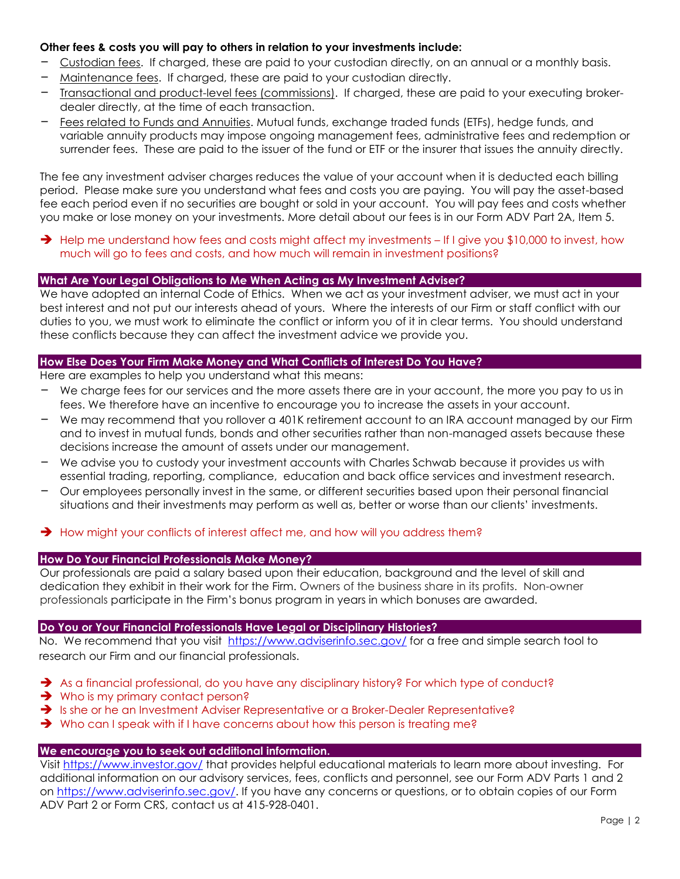**Other fees & costs you will pay to others in relation to your investments include:**

- Custodian fees. If charged, these are paid to your custodian directly, on an annual or a monthly basis.
- Maintenance fees. If charged, these are paid to your custodian directly.
- Transactional and product-level fees (commissions). If charged, these are paid to your executing broker-dealer directly, at the time of each transaction.
- Fees related to Funds and Annuities. Mutual funds, exchange traded funds (ETFs), hedge funds, and variable annuity products may impose ongoing management fees, administrative fees and redemption or surrender fees. These are paid to the issuer of the fund or ETF or the insurer that issues the annuity directly.

The fee any investment adviser charges reduces the value of your account when it is deducted each billing period. Please make sure you understand what fees and costs you are paying. You will pay the asset-based fee each period even if no securities are bought or sold in your account. You will pay fees and costs whether you make or lose money on your investments. More detail about our fees is in our Form ADV Part 2A, Item 5.

➔ Help me understand how fees and costs might affect my investments – If I give you $10,000 to invest, how much will go to fees and costs, and how much will remain in investment positions?

## What Are Your Legal Obligations to Me When Acting as My Investment Adviser?

We have adopted an internal Code of Ethics. When we act as your investment adviser, we must act in your best interest and not put our interests ahead of yours. Where the interests of our Firm or staff conflict with our duties to you, we must work to eliminate the conflict or inform you of it in clear terms. You should understand these conflicts because they can affect the investment advice we provide you.

## How Else Does Your Firm Make Money and What Conflicts of Interest Do You Have?

Here are examples to help you understand what this means:

- We charge fees for our services and the more assets there are in your account, the more you pay to us in fees. We therefore have an incentive to encourage you to increase the assets in your account.
- We may recommend that you rollover a 401K retirement account to an IRA account managed by our Firm and to invest in mutual funds, bonds and other securities rather than non-managed assets because these decisions increase the amount of assets under our management.
- We advise you to custody your investment accounts with Charles Schwab because it provides us with essential trading, reporting, compliance, education and back office services and investment research.
- Our employees personally invest in the same, or different securities based upon their personal financial situations and their investments may perform as well as, better or worse than our clients' investments.

➔ How might your conflicts of interest affect me, and how will you address them?

## How Do Your Financial Professionals Make Money?

Our professionals are paid a salary based upon their education, background and the level of skill and dedication they exhibit in their work for the Firm. Owners of the business share in its profits. Non-owner professionals participate in the Firm's bonus program in years in which bonuses are awarded.

## Do You or Your Financial Professionals Have Legal or Disciplinary Histories?

No. We recommend that you visit https://www.adviserinfo.sec.gov/ for a free and simple search tool to research our Firm and our financial professionals.

➔ As a financial professional, do you have any disciplinary history? For which type of conduct?
➔ Who is my primary contact person?
➔ Is she or he an Investment Adviser Representative or a Broker-Dealer Representative?
➔ Who can I speak with if I have concerns about how this person is treating me?

## We encourage you to seek out additional information.

Visit https://www.investor.gov/ that provides helpful educational materials to learn more about investing. For additional information on our advisory services, fees, conflicts and personnel, see our Form ADV Parts 1 and 2 on https://www.adviserinfo.sec.gov/. If you have any concerns or questions, or to obtain copies of our Form ADV Part 2 or Form CRS, contact us at 415-928-0401.